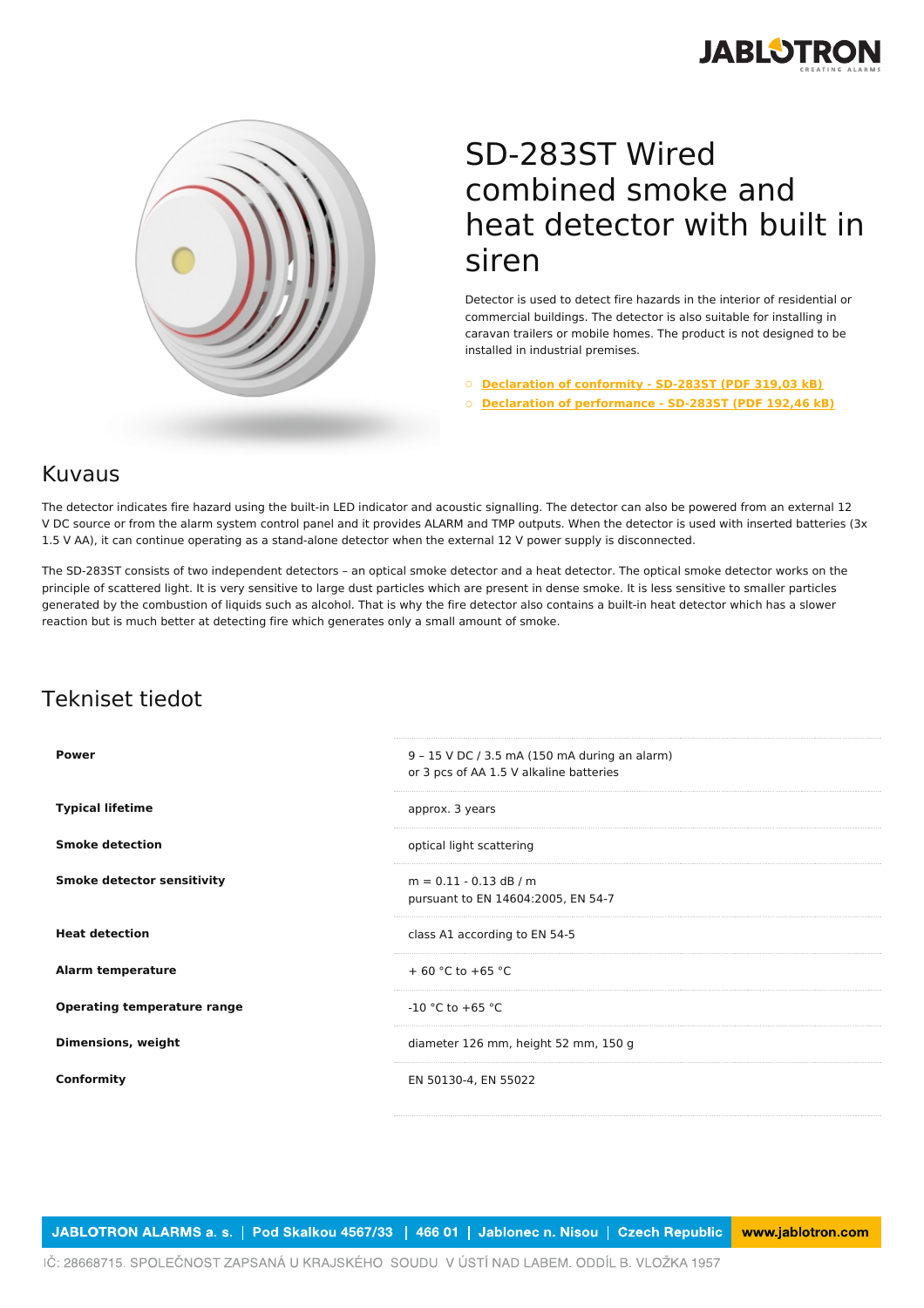# SD-283ST Wired combined smoke and heat detector with built in siren

Detector is used to detect fire hazards in the interior of residential or commercial buildings. The detector is also suitable for installing in caravan trailers or mobile homes. The product is not designed to be installed in industrial premises.

- Declaration of conformity - SD-283ST (PDF 319,03 kB)
- Declaration of performance - SD-283ST (PDF 192,46 kB)

## Kuvaus

The detector indicates fire hazard using the built-in LED indicator and acoustic signalling. The detector can also be powered from an external 12 V DC source or from the alarm system control panel and it provides ALARM and TMP outputs. When the detector is used with inserted batteries (3x 1.5 V AA), it can continue operating as a stand-alone detector when the external 12 V power supply is disconnected.

The SD-283ST consists of two independent detectors – an optical smoke detector and a heat detector. The optical smoke detector works on the principle of scattered light. It is very sensitive to large dust particles which are present in dense smoke. It is less sensitive to smaller particles generated by the combustion of liquids such as alcohol. That is why the fire detector also contains a built-in heat detector which has a slower reaction but is much better at detecting fire which generates only a small amount of smoke.

## Tekniset tiedot

| | |
|---|---|
| **Power** | 9 – 15 V DC / 3.5 mA (150 mA during an alarm)<br>or 3 pcs of AA 1.5 V alkaline batteries |
| **Typical lifetime** | approx. 3 years |
| **Smoke detection** | optical light scattering |
| **Smoke detector sensitivity** | m = 0.11 - 0.13 dB / m<br>pursuant to EN 14604:2005, EN 54-7 |
| **Heat detection** | class A1 according to EN 54-5 |
| **Alarm temperature** | + 60 °C to +65 °C |
| **Operating temperature range** | -10 °C to +65 °C |
| **Dimensions, weight** | diameter 126 mm, height 52 mm, 150 g |
| **Conformity** | EN 50130-4, EN 55022 |